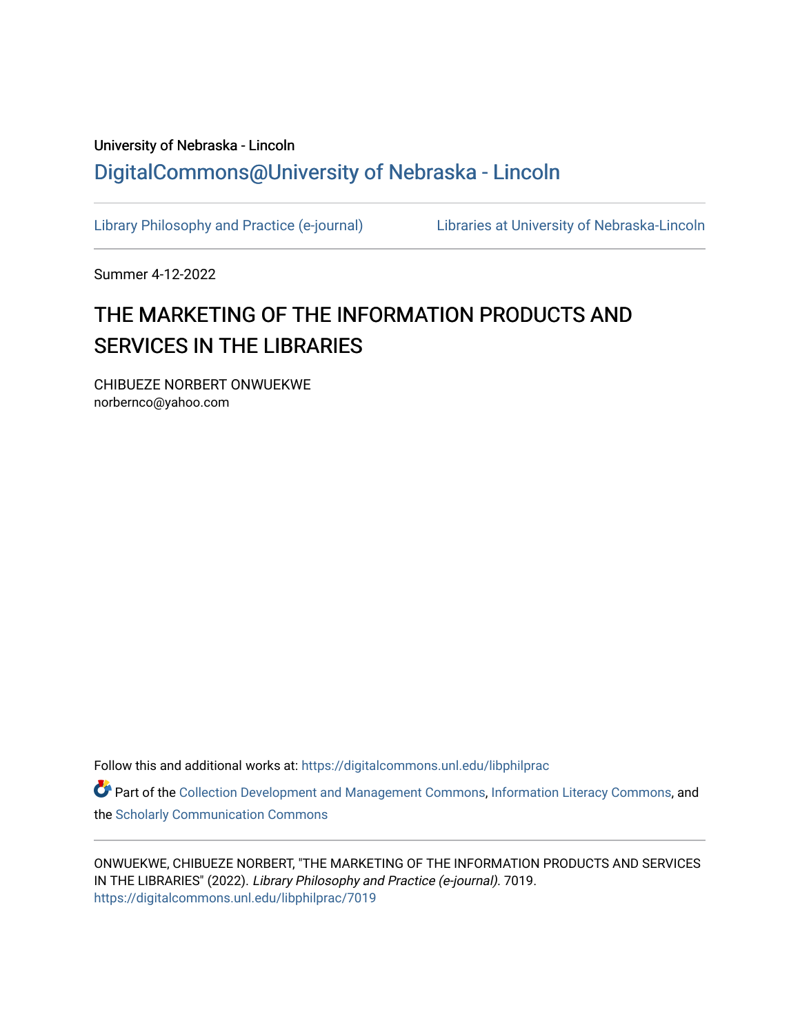University of Nebraska - Lincoln

DigitalCommons@University of Nebraska - Lincoln

Library Philosophy and Practice (e-journal)

Libraries at University of Nebraska-Lincoln

Summer 4-12-2022

# THE MARKETING OF THE INFORMATION PRODUCTS AND SERVICES IN THE LIBRARIES

CHIBUEZE NORBERT ONWUEKWE
norbernco@yahoo.com

Follow this and additional works at: https://digitalcommons.unl.edu/libphilprac

Part of the Collection Development and Management Commons, Information Literacy Commons, and the Scholarly Communication Commons

ONWUEKWE, CHIBUEZE NORBERT, "THE MARKETING OF THE INFORMATION PRODUCTS AND SERVICES IN THE LIBRARIES" (2022). *Library Philosophy and Practice (e-journal)*. 7019.
https://digitalcommons.unl.edu/libphilprac/7019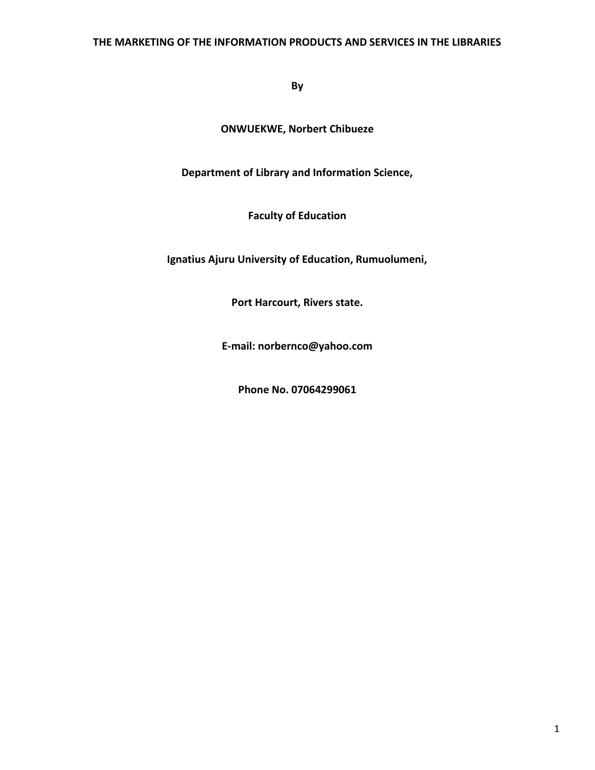**THE MARKETING OF THE INFORMATION PRODUCTS AND SERVICES IN THE LIBRARIES**

**By**

**ONWUEKWE, Norbert Chibueze**

**Department of Library and Information Science,**

**Faculty of Education**

**Ignatius Ajuru University of Education, Rumuolumeni,**

**Port Harcourt, Rivers state.**

**E-mail: norbernco@yahoo.com**

**Phone No. 07064299061**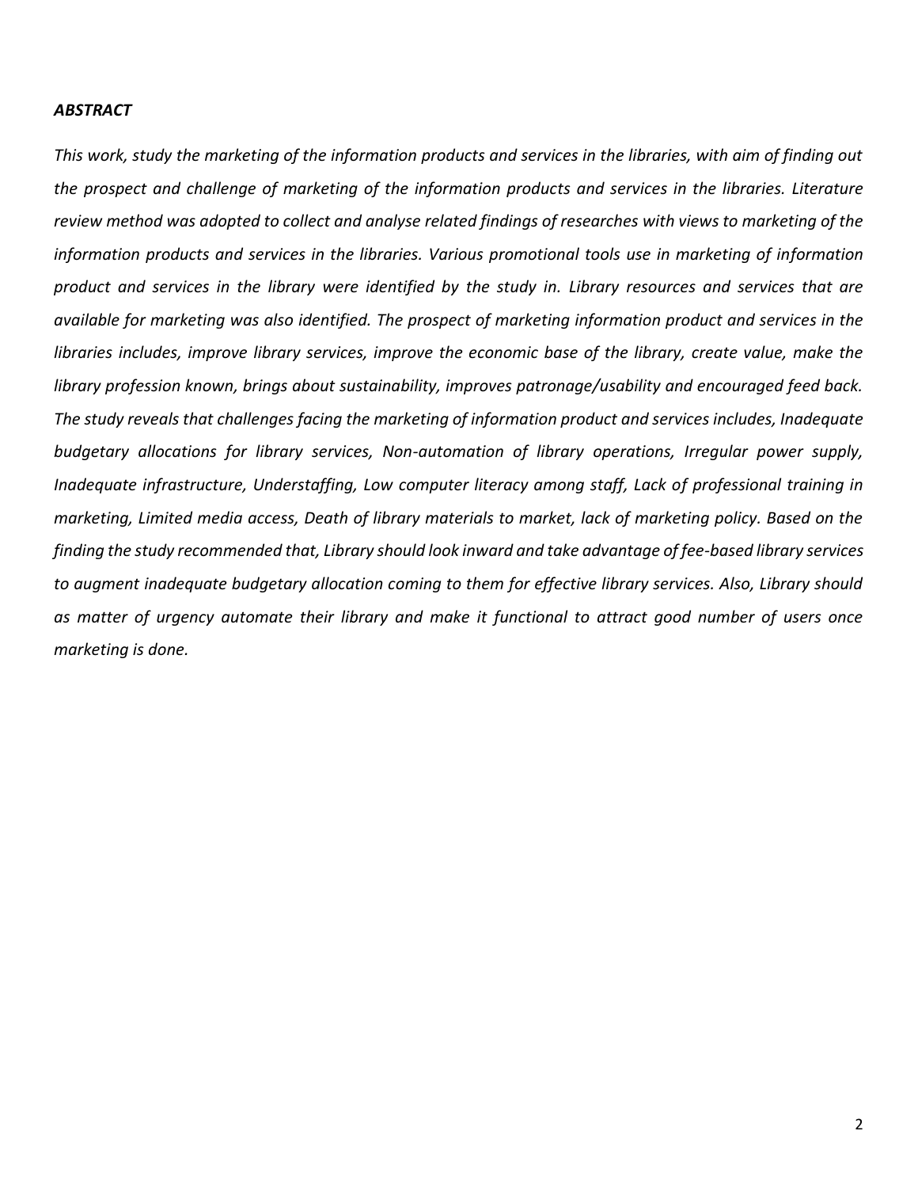***ABSTRACT***

*This work, study the marketing of the information products and services in the libraries, with aim of finding out the prospect and challenge of marketing of the information products and services in the libraries. Literature review method was adopted to collect and analyse related findings of researches with views to marketing of the information products and services in the libraries. Various promotional tools use in marketing of information product and services in the library were identified by the study in. Library resources and services that are available for marketing was also identified. The prospect of marketing information product and services in the libraries includes, improve library services, improve the economic base of the library, create value, make the library profession known, brings about sustainability, improves patronage/usability and encouraged feed back. The study reveals that challenges facing the marketing of information product and services includes, Inadequate budgetary allocations for library services, Non-automation of library operations, Irregular power supply, Inadequate infrastructure, Understaffing, Low computer literacy among staff, Lack of professional training in marketing, Limited media access, Death of library materials to market, lack of marketing policy. Based on the finding the study recommended that, Library should look inward and take advantage of fee-based library services to augment inadequate budgetary allocation coming to them for effective library services. Also, Library should as matter of urgency automate their library and make it functional to attract good number of users once marketing is done.*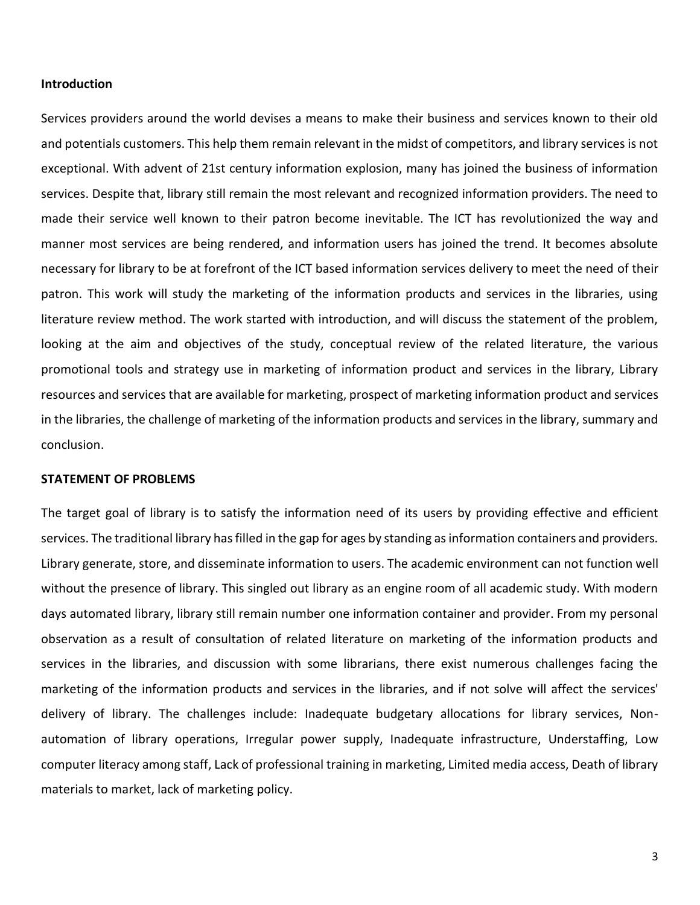**Introduction**

Services providers around the world devises a means to make their business and services known to their old and potentials customers. This help them remain relevant in the midst of competitors, and library services is not exceptional. With advent of 21st century information explosion, many has joined the business of information services. Despite that, library still remain the most relevant and recognized information providers. The need to made their service well known to their patron become inevitable. The ICT has revolutionized the way and manner most services are being rendered, and information users has joined the trend. It becomes absolute necessary for library to be at forefront of the ICT based information services delivery to meet the need of their patron. This work will study the marketing of the information products and services in the libraries, using literature review method. The work started with introduction, and will discuss the statement of the problem, looking at the aim and objectives of the study, conceptual review of the related literature, the various promotional tools and strategy use in marketing of information product and services in the library, Library resources and services that are available for marketing, prospect of marketing information product and services in the libraries, the challenge of marketing of the information products and services in the library, summary and conclusion.

**STATEMENT OF PROBLEMS**

The target goal of library is to satisfy the information need of its users by providing effective and efficient services. The traditional library has filled in the gap for ages by standing as information containers and providers. Library generate, store, and disseminate information to users. The academic environment can not function well without the presence of library. This singled out library as an engine room of all academic study. With modern days automated library, library still remain number one information container and provider. From my personal observation as a result of consultation of related literature on marketing of the information products and services in the libraries, and discussion with some librarians, there exist numerous challenges facing the marketing of the information products and services in the libraries, and if not solve will affect the services' delivery of library. The challenges include: Inadequate budgetary allocations for library services, Non-automation of library operations, Irregular power supply, Inadequate infrastructure, Understaffing, Low computer literacy among staff, Lack of professional training in marketing, Limited media access, Death of library materials to market, lack of marketing policy.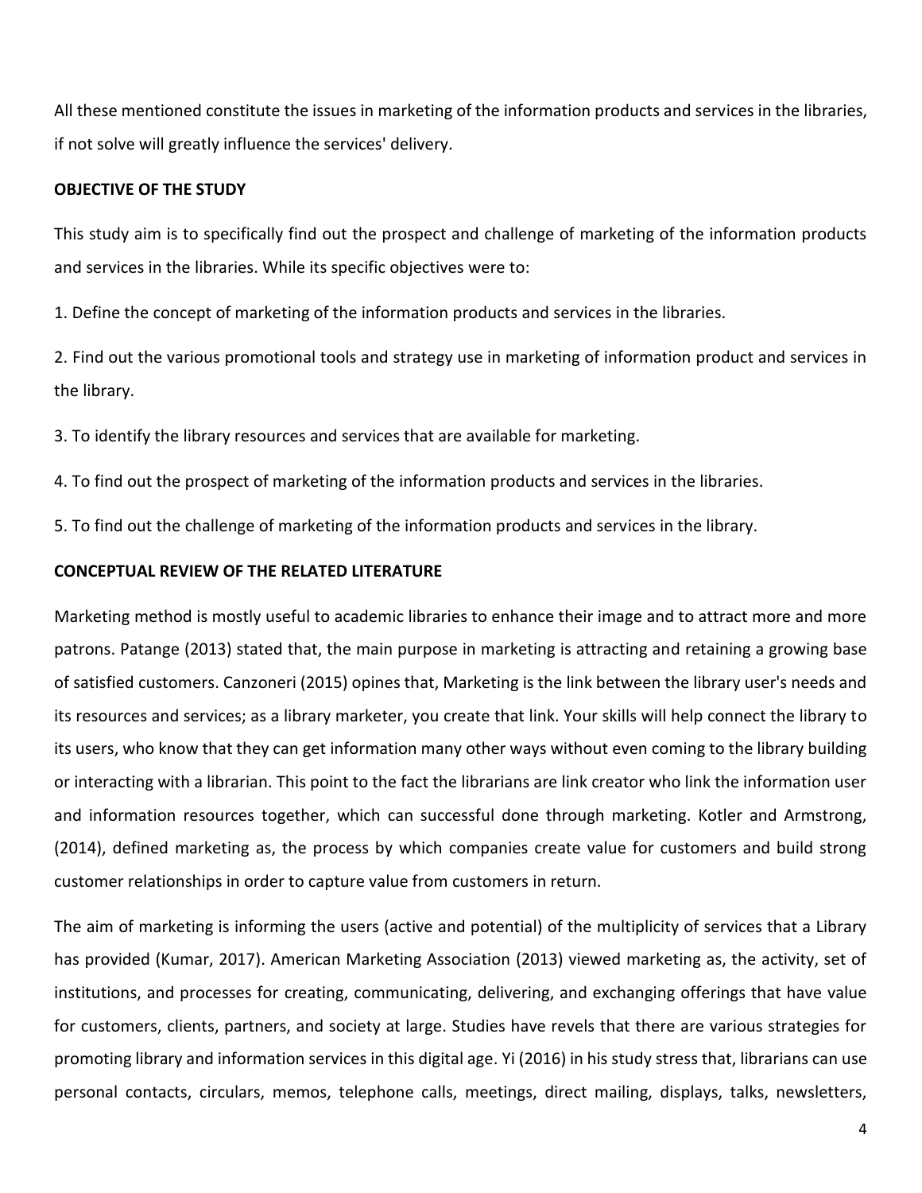All these mentioned constitute the issues in marketing of the information products and services in the libraries, if not solve will greatly influence the services' delivery.

## OBJECTIVE OF THE STUDY

This study aim is to specifically find out the prospect and challenge of marketing of the information products and services in the libraries. While its specific objectives were to:

1. Define the concept of marketing of the information products and services in the libraries.
2. Find out the various promotional tools and strategy use in marketing of information product and services in the library.
3. To identify the library resources and services that are available for marketing.
4. To find out the prospect of marketing of the information products and services in the libraries.
5. To find out the challenge of marketing of the information products and services in the library.

## CONCEPTUAL REVIEW OF THE RELATED LITERATURE

Marketing method is mostly useful to academic libraries to enhance their image and to attract more and more patrons. Patange (2013) stated that, the main purpose in marketing is attracting and retaining a growing base of satisfied customers. Canzoneri (2015) opines that, Marketing is the link between the library user's needs and its resources and services; as a library marketer, you create that link. Your skills will help connect the library to its users, who know that they can get information many other ways without even coming to the library building or interacting with a librarian. This point to the fact the librarians are link creator who link the information user and information resources together, which can successful done through marketing. Kotler and Armstrong, (2014), defined marketing as, the process by which companies create value for customers and build strong customer relationships in order to capture value from customers in return.

The aim of marketing is informing the users (active and potential) of the multiplicity of services that a Library has provided (Kumar, 2017). American Marketing Association (2013) viewed marketing as, the activity, set of institutions, and processes for creating, communicating, delivering, and exchanging offerings that have value for customers, clients, partners, and society at large. Studies have revels that there are various strategies for promoting library and information services in this digital age. Yi (2016) in his study stress that, librarians can use personal contacts, circulars, memos, telephone calls, meetings, direct mailing, displays, talks, newsletters,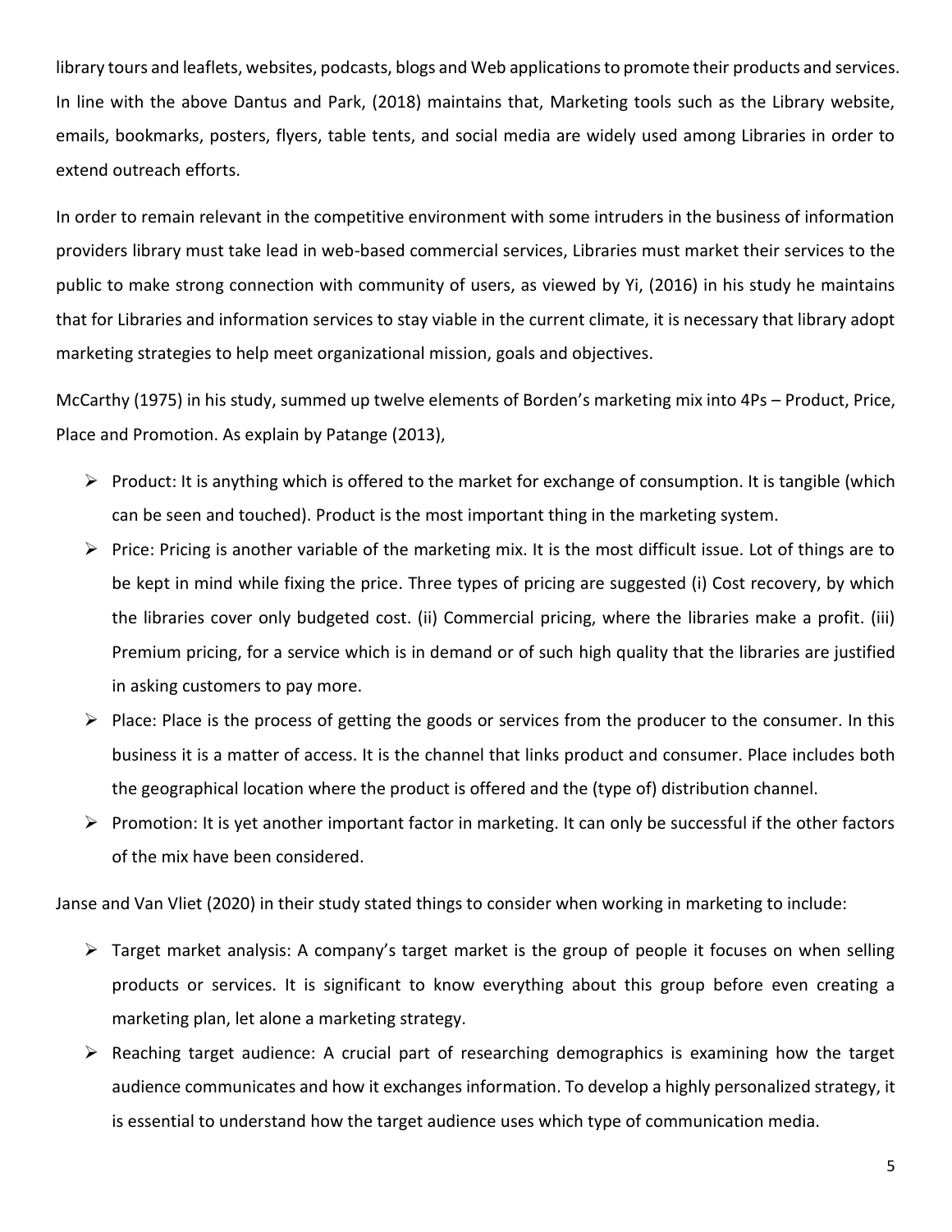library tours and leaflets, websites, podcasts, blogs and Web applications to promote their products and services. In line with the above Dantus and Park, (2018) maintains that, Marketing tools such as the Library website, emails, bookmarks, posters, flyers, table tents, and social media are widely used among Libraries in order to extend outreach efforts.

In order to remain relevant in the competitive environment with some intruders in the business of information providers library must take lead in web-based commercial services, Libraries must market their services to the public to make strong connection with community of users, as viewed by Yi, (2016) in his study he maintains that for Libraries and information services to stay viable in the current climate, it is necessary that library adopt marketing strategies to help meet organizational mission, goals and objectives.

McCarthy (1975) in his study, summed up twelve elements of Borden's marketing mix into 4Ps – Product, Price, Place and Promotion. As explain by Patange (2013),

- Product: It is anything which is offered to the market for exchange of consumption. It is tangible (which can be seen and touched). Product is the most important thing in the marketing system.
- Price: Pricing is another variable of the marketing mix. It is the most difficult issue. Lot of things are to be kept in mind while fixing the price. Three types of pricing are suggested (i) Cost recovery, by which the libraries cover only budgeted cost. (ii) Commercial pricing, where the libraries make a profit. (iii) Premium pricing, for a service which is in demand or of such high quality that the libraries are justified in asking customers to pay more.
- Place: Place is the process of getting the goods or services from the producer to the consumer. In this business it is a matter of access. It is the channel that links product and consumer. Place includes both the geographical location where the product is offered and the (type of) distribution channel.
- Promotion: It is yet another important factor in marketing. It can only be successful if the other factors of the mix have been considered.

Janse and Van Vliet (2020) in their study stated things to consider when working in marketing to include:

- Target market analysis: A company's target market is the group of people it focuses on when selling products or services. It is significant to know everything about this group before even creating a marketing plan, let alone a marketing strategy.
- Reaching target audience: A crucial part of researching demographics is examining how the target audience communicates and how it exchanges information. To develop a highly personalized strategy, it is essential to understand how the target audience uses which type of communication media.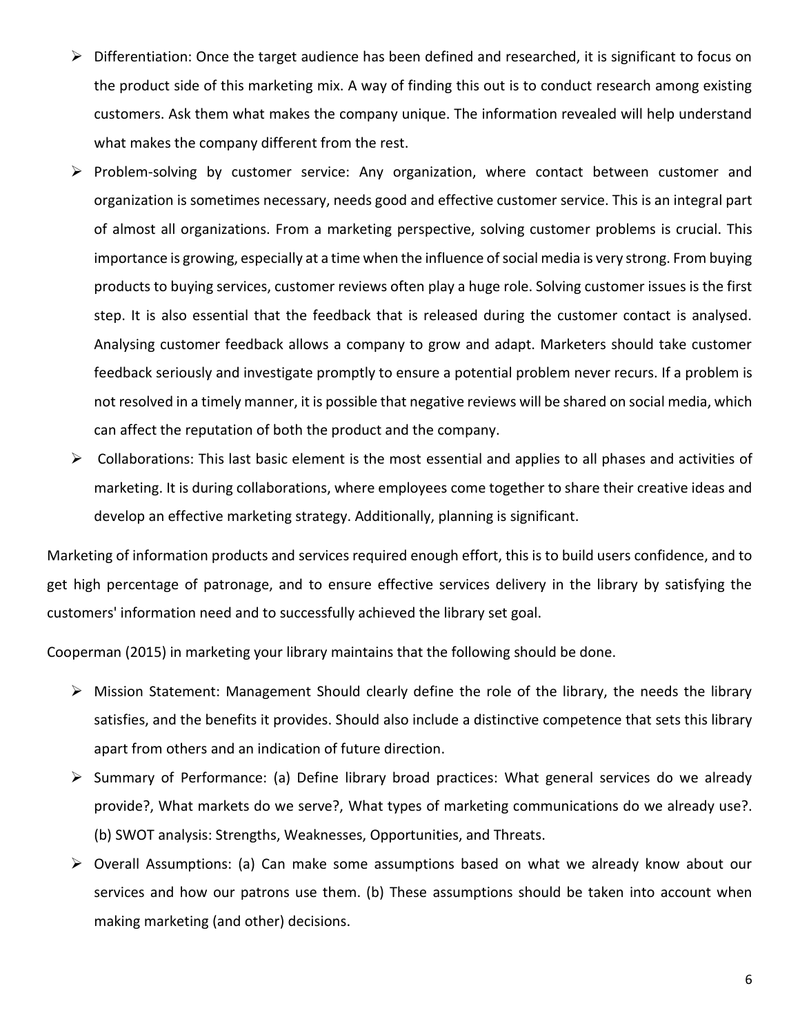- Differentiation: Once the target audience has been defined and researched, it is significant to focus on the product side of this marketing mix. A way of finding this out is to conduct research among existing customers. Ask them what makes the company unique. The information revealed will help understand what makes the company different from the rest.
- Problem-solving by customer service: Any organization, where contact between customer and organization is sometimes necessary, needs good and effective customer service. This is an integral part of almost all organizations. From a marketing perspective, solving customer problems is crucial. This importance is growing, especially at a time when the influence of social media is very strong. From buying products to buying services, customer reviews often play a huge role. Solving customer issues is the first step. It is also essential that the feedback that is released during the customer contact is analysed. Analysing customer feedback allows a company to grow and adapt. Marketers should take customer feedback seriously and investigate promptly to ensure a potential problem never recurs. If a problem is not resolved in a timely manner, it is possible that negative reviews will be shared on social media, which can affect the reputation of both the product and the company.
- Collaborations: This last basic element is the most essential and applies to all phases and activities of marketing. It is during collaborations, where employees come together to share their creative ideas and develop an effective marketing strategy. Additionally, planning is significant.

Marketing of information products and services required enough effort, this is to build users confidence, and to get high percentage of patronage, and to ensure effective services delivery in the library by satisfying the customers' information need and to successfully achieved the library set goal.

Cooperman (2015) in marketing your library maintains that the following should be done.

- Mission Statement: Management Should clearly define the role of the library, the needs the library satisfies, and the benefits it provides. Should also include a distinctive competence that sets this library apart from others and an indication of future direction.
- Summary of Performance: (a) Define library broad practices: What general services do we already provide?, What markets do we serve?, What types of marketing communications do we already use?. (b) SWOT analysis: Strengths, Weaknesses, Opportunities, and Threats.
- Overall Assumptions: (a) Can make some assumptions based on what we already know about our services and how our patrons use them. (b) These assumptions should be taken into account when making marketing (and other) decisions.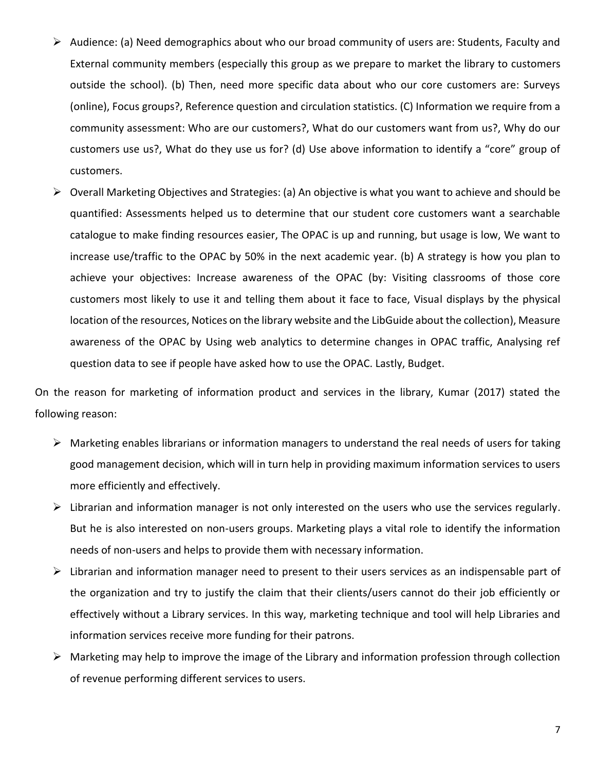- Audience: (a) Need demographics about who our broad community of users are: Students, Faculty and External community members (especially this group as we prepare to market the library to customers outside the school). (b) Then, need more specific data about who our core customers are: Surveys (online), Focus groups?, Reference question and circulation statistics. (C) Information we require from a community assessment: Who are our customers?, What do our customers want from us?, Why do our customers use us?, What do they use us for? (d) Use above information to identify a "core" group of customers.
- Overall Marketing Objectives and Strategies: (a) An objective is what you want to achieve and should be quantified: Assessments helped us to determine that our student core customers want a searchable catalogue to make finding resources easier, The OPAC is up and running, but usage is low, We want to increase use/traffic to the OPAC by 50% in the next academic year. (b) A strategy is how you plan to achieve your objectives: Increase awareness of the OPAC (by: Visiting classrooms of those core customers most likely to use it and telling them about it face to face, Visual displays by the physical location of the resources, Notices on the library website and the LibGuide about the collection), Measure awareness of the OPAC by Using web analytics to determine changes in OPAC traffic, Analysing ref question data to see if people have asked how to use the OPAC. Lastly, Budget.

On the reason for marketing of information product and services in the library, Kumar (2017) stated the following reason:

- Marketing enables librarians or information managers to understand the real needs of users for taking good management decision, which will in turn help in providing maximum information services to users more efficiently and effectively.
- Librarian and information manager is not only interested on the users who use the services regularly. But he is also interested on non-users groups. Marketing plays a vital role to identify the information needs of non-users and helps to provide them with necessary information.
- Librarian and information manager need to present to their users services as an indispensable part of the organization and try to justify the claim that their clients/users cannot do their job efficiently or effectively without a Library services. In this way, marketing technique and tool will help Libraries and information services receive more funding for their patrons.
- Marketing may help to improve the image of the Library and information profession through collection of revenue performing different services to users.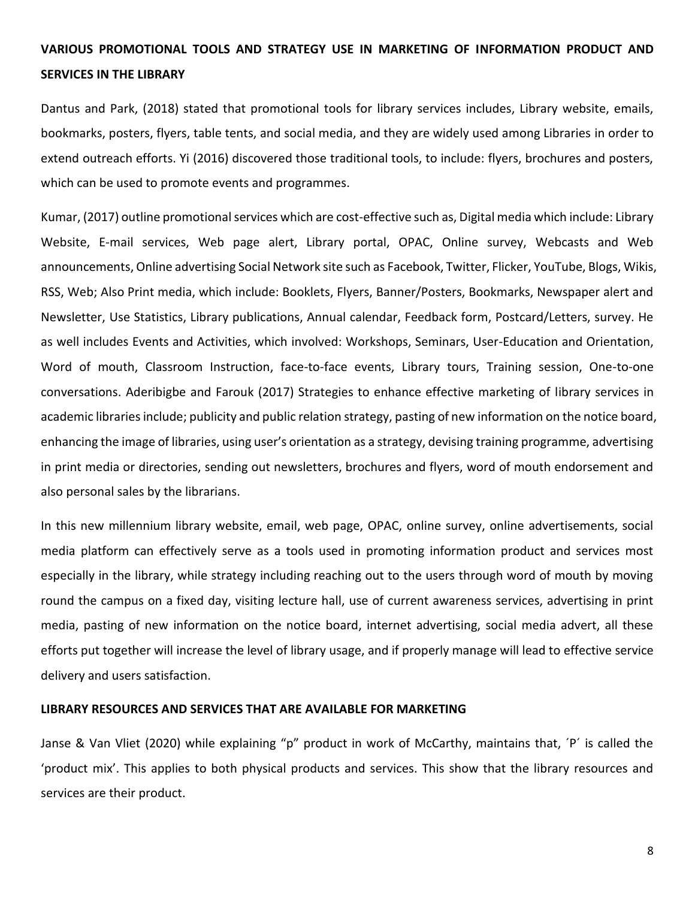**VARIOUS PROMOTIONAL TOOLS AND STRATEGY USE IN MARKETING OF INFORMATION PRODUCT AND SERVICES IN THE LIBRARY**

Dantus and Park, (2018) stated that promotional tools for library services includes, Library website, emails, bookmarks, posters, flyers, table tents, and social media, and they are widely used among Libraries in order to extend outreach efforts. Yi (2016) discovered those traditional tools, to include: flyers, brochures and posters, which can be used to promote events and programmes.

Kumar, (2017) outline promotional services which are cost-effective such as, Digital media which include: Library Website, E-mail services, Web page alert, Library portal, OPAC, Online survey, Webcasts and Web announcements, Online advertising Social Network site such as Facebook, Twitter, Flicker, YouTube, Blogs, Wikis, RSS, Web; Also Print media, which include: Booklets, Flyers, Banner/Posters, Bookmarks, Newspaper alert and Newsletter, Use Statistics, Library publications, Annual calendar, Feedback form, Postcard/Letters, survey. He as well includes Events and Activities, which involved: Workshops, Seminars, User-Education and Orientation, Word of mouth, Classroom Instruction, face-to-face events, Library tours, Training session, One-to-one conversations. Aderibigbe and Farouk (2017) Strategies to enhance effective marketing of library services in academic libraries include; publicity and public relation strategy, pasting of new information on the notice board, enhancing the image of libraries, using user's orientation as a strategy, devising training programme, advertising in print media or directories, sending out newsletters, brochures and flyers, word of mouth endorsement and also personal sales by the librarians.

In this new millennium library website, email, web page, OPAC, online survey, online advertisements, social media platform can effectively serve as a tools used in promoting information product and services most especially in the library, while strategy including reaching out to the users through word of mouth by moving round the campus on a fixed day, visiting lecture hall, use of current awareness services, advertising in print media, pasting of new information on the notice board, internet advertising, social media advert, all these efforts put together will increase the level of library usage, and if properly manage will lead to effective service delivery and users satisfaction.

**LIBRARY RESOURCES AND SERVICES THAT ARE AVAILABLE FOR MARKETING**

Janse & Van Vliet (2020) while explaining "p" product in work of McCarthy, maintains that, ´P´ is called the 'product mix'. This applies to both physical products and services. This show that the library resources and services are their product.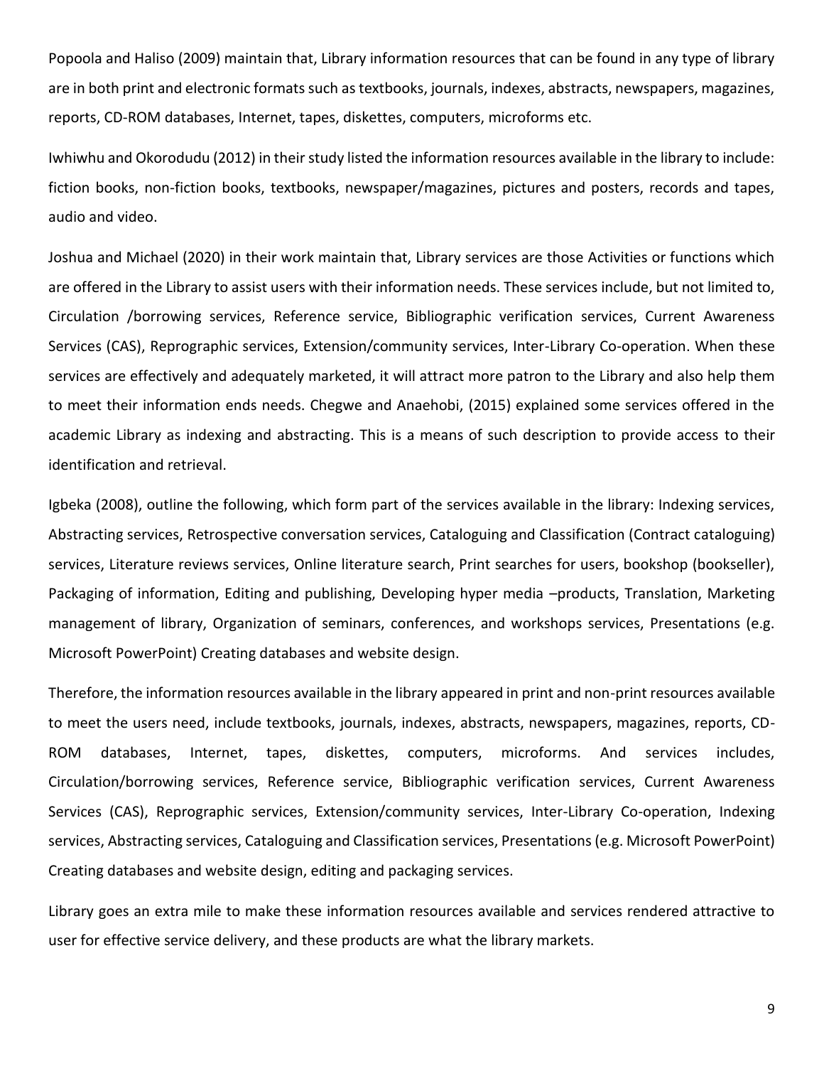Popoola and Haliso (2009) maintain that, Library information resources that can be found in any type of library are in both print and electronic formats such as textbooks, journals, indexes, abstracts, newspapers, magazines, reports, CD-ROM databases, Internet, tapes, diskettes, computers, microforms etc.

Iwhiwhu and Okorodudu (2012) in their study listed the information resources available in the library to include: fiction books, non-fiction books, textbooks, newspaper/magazines, pictures and posters, records and tapes, audio and video.

Joshua and Michael (2020) in their work maintain that, Library services are those Activities or functions which are offered in the Library to assist users with their information needs. These services include, but not limited to, Circulation /borrowing services, Reference service, Bibliographic verification services, Current Awareness Services (CAS), Reprographic services, Extension/community services, Inter-Library Co-operation. When these services are effectively and adequately marketed, it will attract more patron to the Library and also help them to meet their information ends needs. Chegwe and Anaehobi, (2015) explained some services offered in the academic Library as indexing and abstracting. This is a means of such description to provide access to their identification and retrieval.

Igbeka (2008), outline the following, which form part of the services available in the library: Indexing services, Abstracting services, Retrospective conversation services, Cataloguing and Classification (Contract cataloguing) services, Literature reviews services, Online literature search, Print searches for users, bookshop (bookseller), Packaging of information, Editing and publishing, Developing hyper media –products, Translation, Marketing management of library, Organization of seminars, conferences, and workshops services, Presentations (e.g. Microsoft PowerPoint) Creating databases and website design.

Therefore, the information resources available in the library appeared in print and non-print resources available to meet the users need, include textbooks, journals, indexes, abstracts, newspapers, magazines, reports, CD-ROM databases, Internet, tapes, diskettes, computers, microforms. And services includes, Circulation/borrowing services, Reference service, Bibliographic verification services, Current Awareness Services (CAS), Reprographic services, Extension/community services, Inter-Library Co-operation, Indexing services, Abstracting services, Cataloguing and Classification services, Presentations (e.g. Microsoft PowerPoint) Creating databases and website design, editing and packaging services.

Library goes an extra mile to make these information resources available and services rendered attractive to user for effective service delivery, and these products are what the library markets.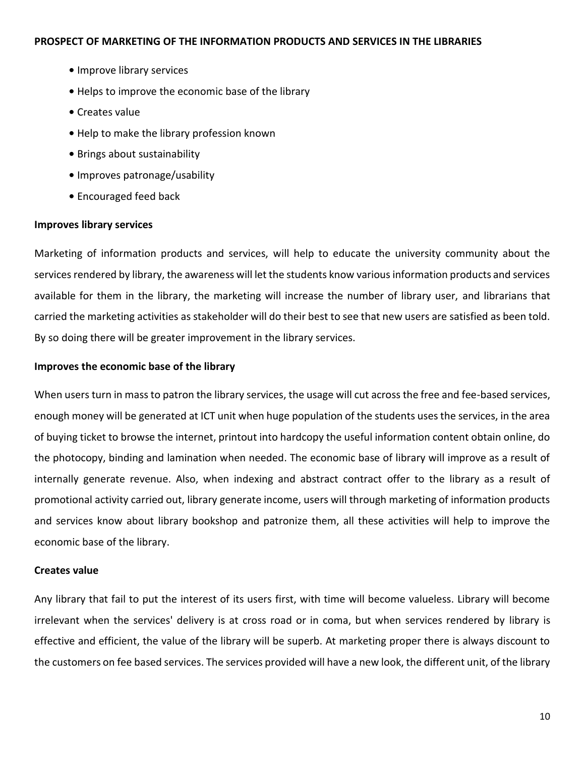**PROSPECT OF MARKETING OF THE INFORMATION PRODUCTS AND SERVICES IN THE LIBRARIES**

- Improve library services
- Helps to improve the economic base of the library
- Creates value
- Help to make the library profession known
- Brings about sustainability
- Improves patronage/usability
- Encouraged feed back

**Improves library services**

Marketing of information products and services, will help to educate the university community about the services rendered by library, the awareness will let the students know various information products and services available for them in the library, the marketing will increase the number of library user, and librarians that carried the marketing activities as stakeholder will do their best to see that new users are satisfied as been told. By so doing there will be greater improvement in the library services.

**Improves the economic base of the library**

When users turn in mass to patron the library services, the usage will cut across the free and fee-based services, enough money will be generated at ICT unit when huge population of the students uses the services, in the area of buying ticket to browse the internet, printout into hardcopy the useful information content obtain online, do the photocopy, binding and lamination when needed. The economic base of library will improve as a result of internally generate revenue. Also, when indexing and abstract contract offer to the library as a result of promotional activity carried out, library generate income, users will through marketing of information products and services know about library bookshop and patronize them, all these activities will help to improve the economic base of the library.

**Creates value**

Any library that fail to put the interest of its users first, with time will become valueless. Library will become irrelevant when the services' delivery is at cross road or in coma, but when services rendered by library is effective and efficient, the value of the library will be superb. At marketing proper there is always discount to the customers on fee based services. The services provided will have a new look, the different unit, of the library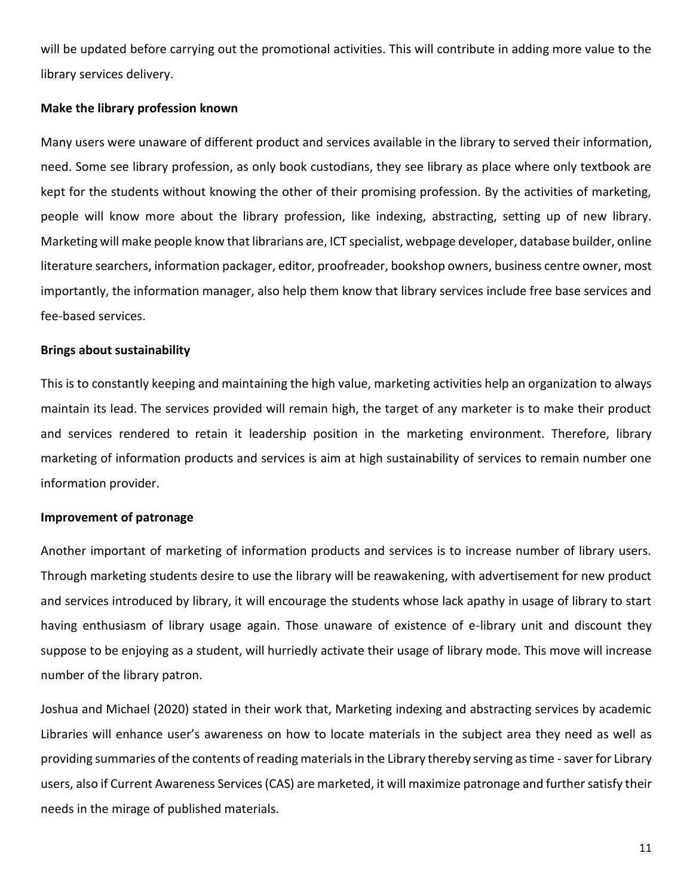will be updated before carrying out the promotional activities. This will contribute in adding more value to the library services delivery.

**Make the library profession known**

Many users were unaware of different product and services available in the library to served their information, need. Some see library profession, as only book custodians, they see library as place where only textbook are kept for the students without knowing the other of their promising profession. By the activities of marketing, people will know more about the library profession, like indexing, abstracting, setting up of new library. Marketing will make people know that librarians are, ICT specialist, webpage developer, database builder, online literature searchers, information packager, editor, proofreader, bookshop owners, business centre owner, most importantly, the information manager, also help them know that library services include free base services and fee-based services.

**Brings about sustainability**

This is to constantly keeping and maintaining the high value, marketing activities help an organization to always maintain its lead. The services provided will remain high, the target of any marketer is to make their product and services rendered to retain it leadership position in the marketing environment. Therefore, library marketing of information products and services is aim at high sustainability of services to remain number one information provider.

**Improvement of patronage**

Another important of marketing of information products and services is to increase number of library users. Through marketing students desire to use the library will be reawakening, with advertisement for new product and services introduced by library, it will encourage the students whose lack apathy in usage of library to start having enthusiasm of library usage again. Those unaware of existence of e-library unit and discount they suppose to be enjoying as a student, will hurriedly activate their usage of library mode. This move will increase number of the library patron.

Joshua and Michael (2020) stated in their work that, Marketing indexing and abstracting services by academic Libraries will enhance user's awareness on how to locate materials in the subject area they need as well as providing summaries of the contents of reading materials in the Library thereby serving as time - saver for Library users, also if Current Awareness Services (CAS) are marketed, it will maximize patronage and further satisfy their needs in the mirage of published materials.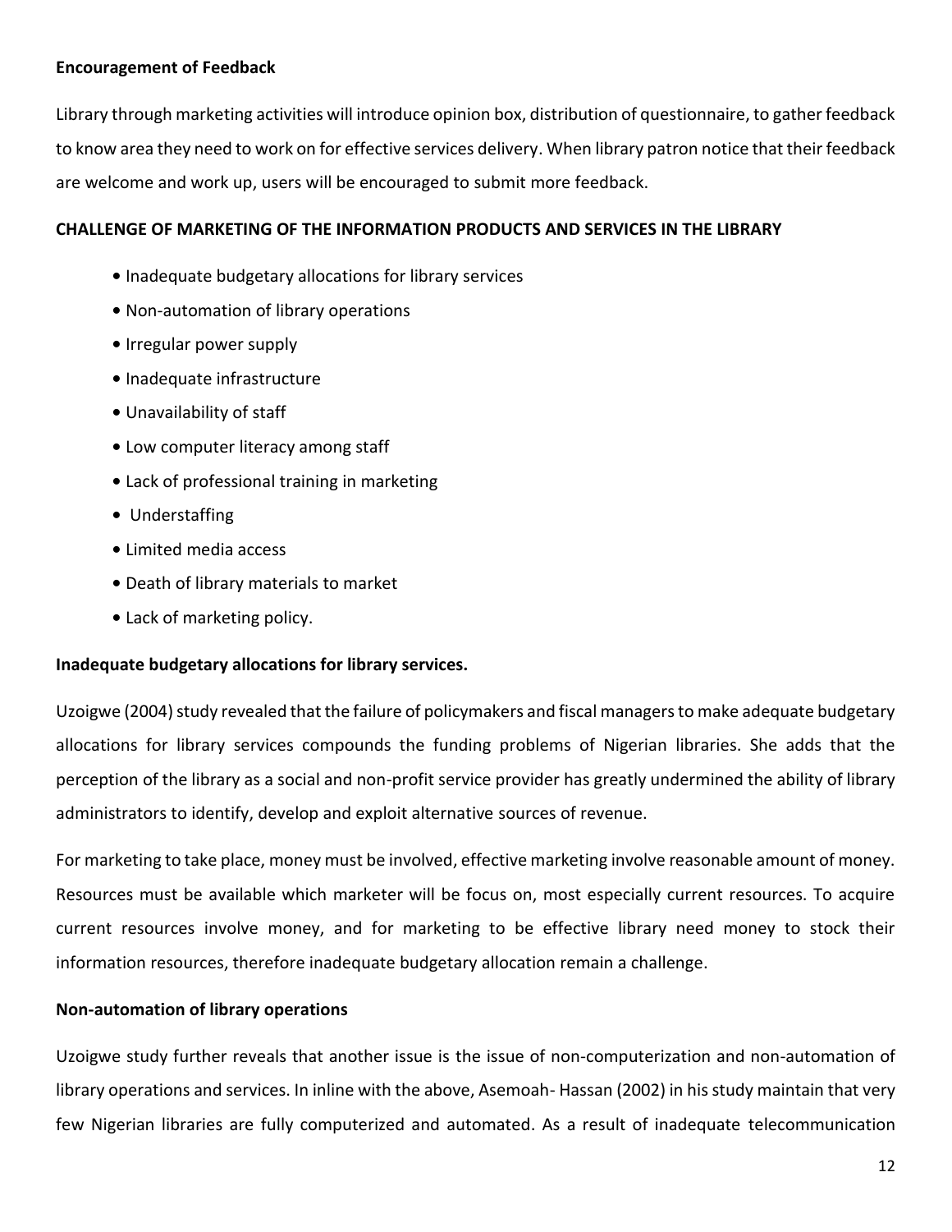**Encouragement of Feedback**

Library through marketing activities will introduce opinion box, distribution of questionnaire, to gather feedback to know area they need to work on for effective services delivery. When library patron notice that their feedback are welcome and work up, users will be encouraged to submit more feedback.

**CHALLENGE OF MARKETING OF THE INFORMATION PRODUCTS AND SERVICES IN THE LIBRARY**

- Inadequate budgetary allocations for library services
- Non-automation of library operations
- Irregular power supply
- Inadequate infrastructure
- Unavailability of staff
- Low computer literacy among staff
- Lack of professional training in marketing
- Understaffing
- Limited media access
- Death of library materials to market
- Lack of marketing policy.

**Inadequate budgetary allocations for library services.**

Uzoigwe (2004) study revealed that the failure of policymakers and fiscal managers to make adequate budgetary allocations for library services compounds the funding problems of Nigerian libraries. She adds that the perception of the library as a social and non-profit service provider has greatly undermined the ability of library administrators to identify, develop and exploit alternative sources of revenue.

For marketing to take place, money must be involved, effective marketing involve reasonable amount of money. Resources must be available which marketer will be focus on, most especially current resources. To acquire current resources involve money, and for marketing to be effective library need money to stock their information resources, therefore inadequate budgetary allocation remain a challenge.

**Non-automation of library operations**

Uzoigwe study further reveals that another issue is the issue of non-computerization and non-automation of library operations and services. In inline with the above, Asemoah- Hassan (2002) in his study maintain that very few Nigerian libraries are fully computerized and automated. As a result of inadequate telecommunication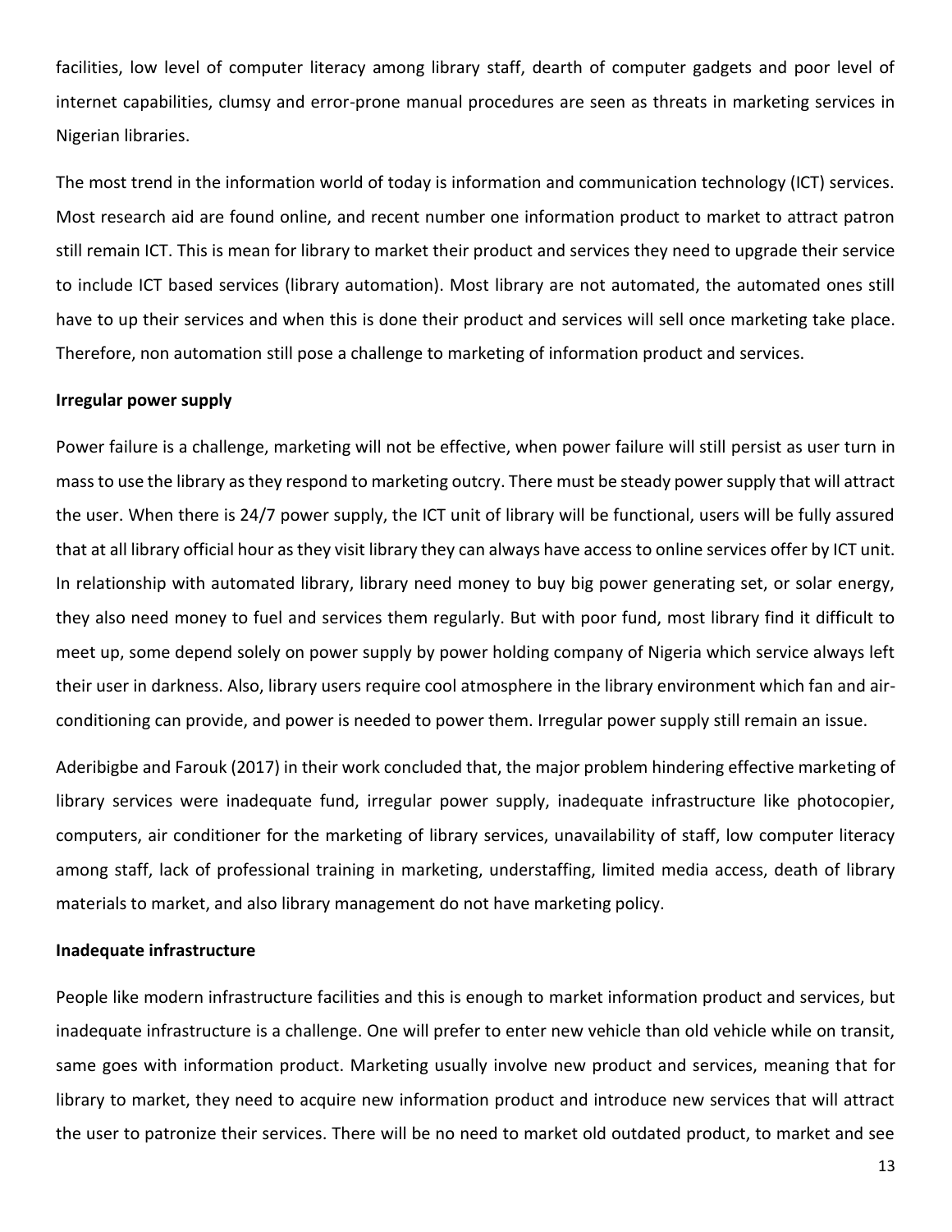facilities, low level of computer literacy among library staff, dearth of computer gadgets and poor level of internet capabilities, clumsy and error-prone manual procedures are seen as threats in marketing services in Nigerian libraries.

The most trend in the information world of today is information and communication technology (ICT) services. Most research aid are found online, and recent number one information product to market to attract patron still remain ICT. This is mean for library to market their product and services they need to upgrade their service to include ICT based services (library automation). Most library are not automated, the automated ones still have to up their services and when this is done their product and services will sell once marketing take place. Therefore, non automation still pose a challenge to marketing of information product and services.

**Irregular power supply**

Power failure is a challenge, marketing will not be effective, when power failure will still persist as user turn in mass to use the library as they respond to marketing outcry. There must be steady power supply that will attract the user. When there is 24/7 power supply, the ICT unit of library will be functional, users will be fully assured that at all library official hour as they visit library they can always have access to online services offer by ICT unit. In relationship with automated library, library need money to buy big power generating set, or solar energy, they also need money to fuel and services them regularly. But with poor fund, most library find it difficult to meet up, some depend solely on power supply by power holding company of Nigeria which service always left their user in darkness. Also, library users require cool atmosphere in the library environment which fan and air-conditioning can provide, and power is needed to power them. Irregular power supply still remain an issue.

Aderibigbe and Farouk (2017) in their work concluded that, the major problem hindering effective marketing of library services were inadequate fund, irregular power supply, inadequate infrastructure like photocopier, computers, air conditioner for the marketing of library services, unavailability of staff, low computer literacy among staff, lack of professional training in marketing, understaffing, limited media access, death of library materials to market, and also library management do not have marketing policy.

**Inadequate infrastructure**

People like modern infrastructure facilities and this is enough to market information product and services, but inadequate infrastructure is a challenge. One will prefer to enter new vehicle than old vehicle while on transit, same goes with information product. Marketing usually involve new product and services, meaning that for library to market, they need to acquire new information product and introduce new services that will attract the user to patronize their services. There will be no need to market old outdated product, to market and see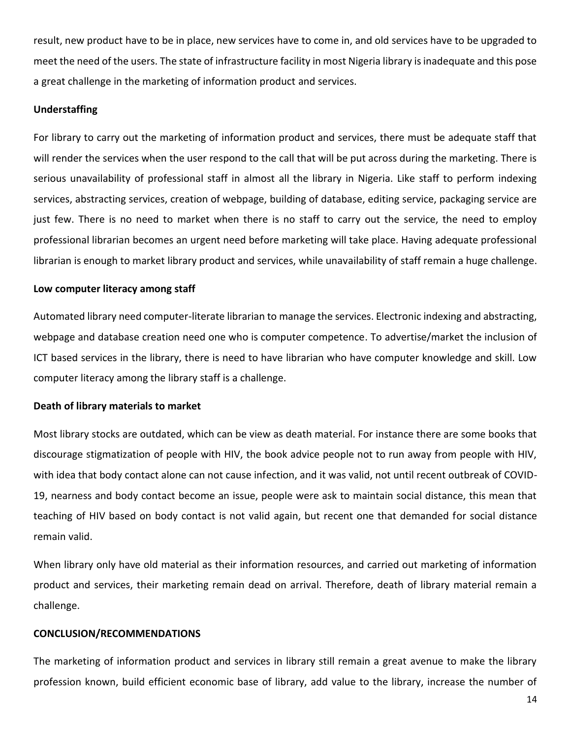result, new product have to be in place, new services have to come in, and old services have to be upgraded to meet the need of the users. The state of infrastructure facility in most Nigeria library is inadequate and this pose a great challenge in the marketing of information product and services.

**Understaffing**

For library to carry out the marketing of information product and services, there must be adequate staff that will render the services when the user respond to the call that will be put across during the marketing. There is serious unavailability of professional staff in almost all the library in Nigeria. Like staff to perform indexing services, abstracting services, creation of webpage, building of database, editing service, packaging service are just few. There is no need to market when there is no staff to carry out the service, the need to employ professional librarian becomes an urgent need before marketing will take place. Having adequate professional librarian is enough to market library product and services, while unavailability of staff remain a huge challenge.

**Low computer literacy among staff**

Automated library need computer-literate librarian to manage the services. Electronic indexing and abstracting, webpage and database creation need one who is computer competence. To advertise/market the inclusion of ICT based services in the library, there is need to have librarian who have computer knowledge and skill. Low computer literacy among the library staff is a challenge.

**Death of library materials to market**

Most library stocks are outdated, which can be view as death material. For instance there are some books that discourage stigmatization of people with HIV, the book advice people not to run away from people with HIV, with idea that body contact alone can not cause infection, and it was valid, not until recent outbreak of COVID-19, nearness and body contact become an issue, people were ask to maintain social distance, this mean that teaching of HIV based on body contact is not valid again, but recent one that demanded for social distance remain valid.

When library only have old material as their information resources, and carried out marketing of information product and services, their marketing remain dead on arrival. Therefore, death of library material remain a challenge.

**CONCLUSION/RECOMMENDATIONS**

The marketing of information product and services in library still remain a great avenue to make the library profession known, build efficient economic base of library, add value to the library, increase the number of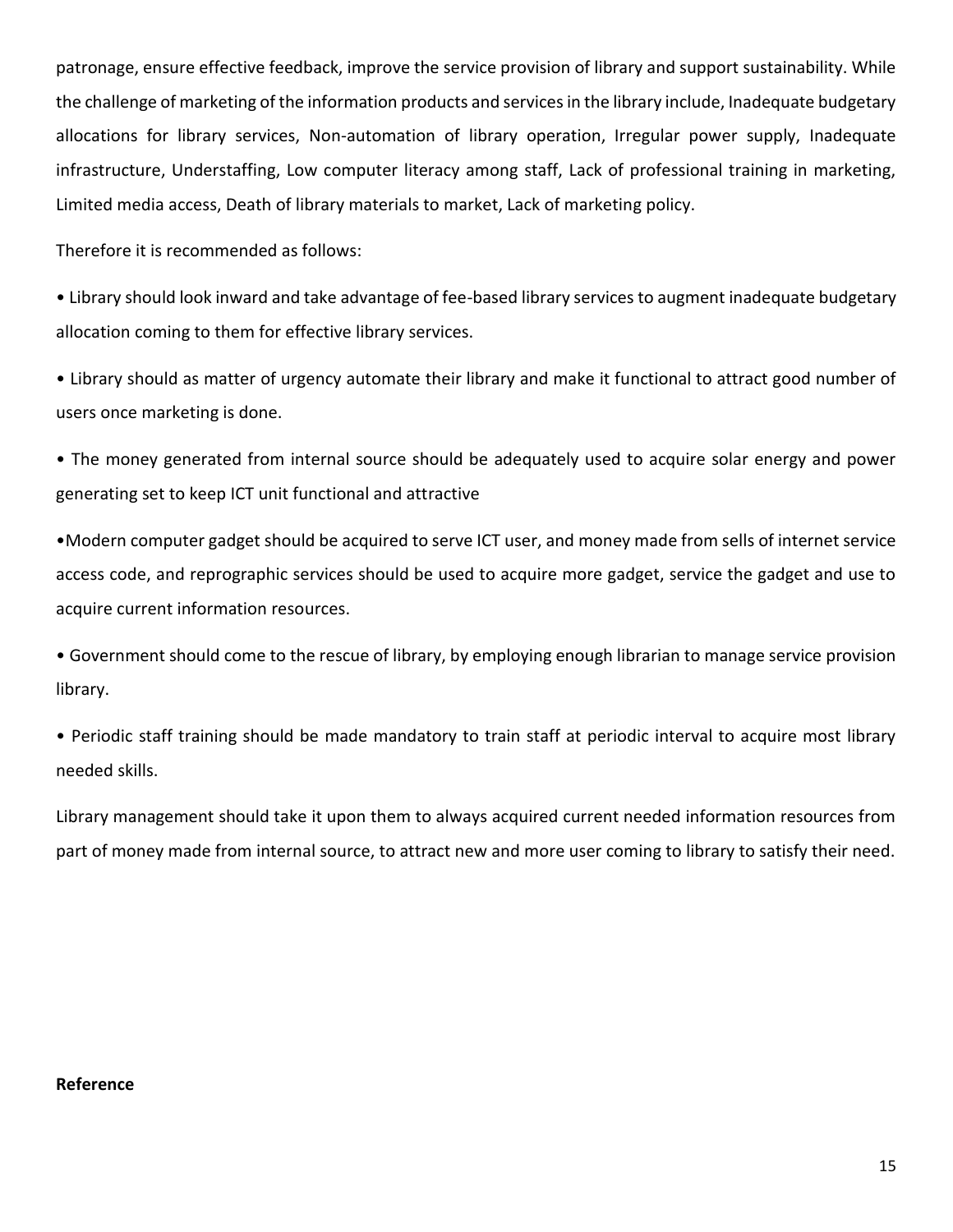patronage, ensure effective feedback, improve the service provision of library and support sustainability. While the challenge of marketing of the information products and services in the library include, Inadequate budgetary allocations for library services, Non-automation of library operation, Irregular power supply, Inadequate infrastructure, Understaffing, Low computer literacy among staff, Lack of professional training in marketing, Limited media access, Death of library materials to market, Lack of marketing policy.

Therefore it is recommended as follows:

- Library should look inward and take advantage of fee-based library services to augment inadequate budgetary allocation coming to them for effective library services.
- Library should as matter of urgency automate their library and make it functional to attract good number of users once marketing is done.
- The money generated from internal source should be adequately used to acquire solar energy and power generating set to keep ICT unit functional and attractive
- Modern computer gadget should be acquired to serve ICT user, and money made from sells of internet service access code, and reprographic services should be used to acquire more gadget, service the gadget and use to acquire current information resources.
- Government should come to the rescue of library, by employing enough librarian to manage service provision library.
- Periodic staff training should be made mandatory to train staff at periodic interval to acquire most library needed skills.

Library management should take it upon them to always acquired current needed information resources from part of money made from internal source, to attract new and more user coming to library to satisfy their need.

**Reference**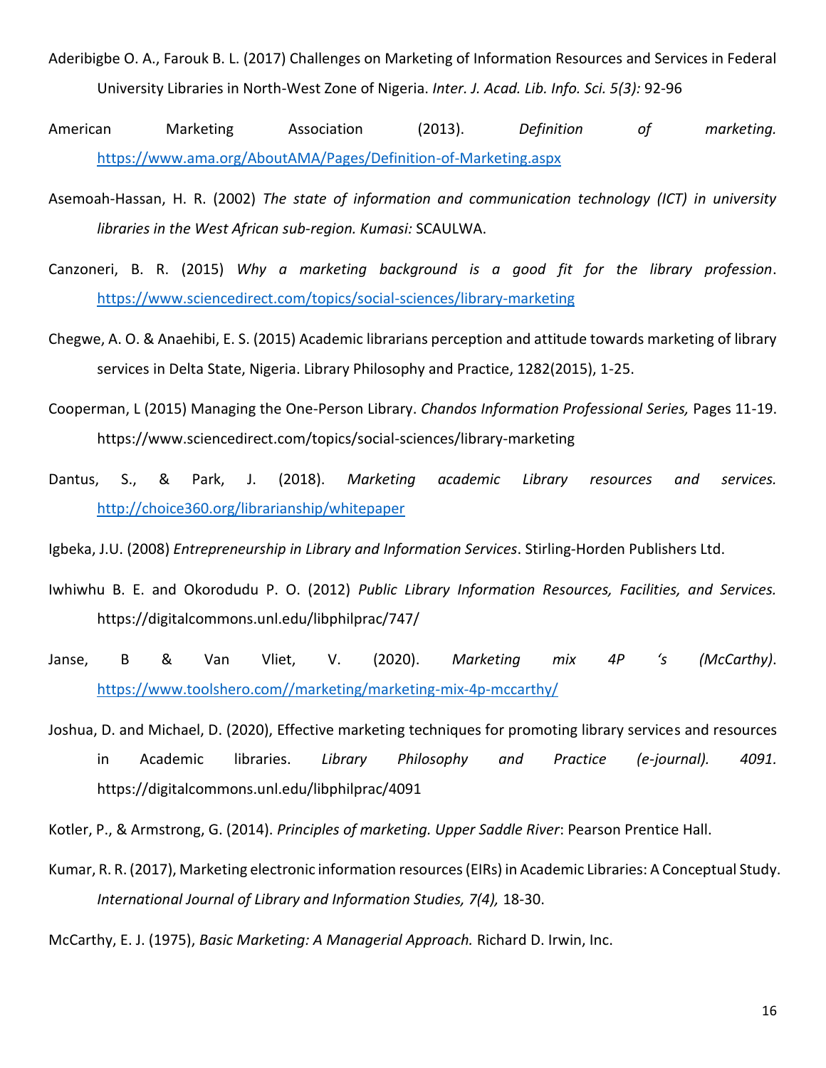Aderibigbe O. A., Farouk B. L. (2017) Challenges on Marketing of Information Resources and Services in Federal University Libraries in North-West Zone of Nigeria. *Inter. J. Acad. Lib. Info. Sci. 5(3):* 92-96

American Marketing Association (2013). *Definition of marketing.* https://www.ama.org/AboutAMA/Pages/Definition-of-Marketing.aspx

Asemoah-Hassan, H. R. (2002) *The state of information and communication technology (ICT) in university libraries in the West African sub-region. Kumasi:* SCAULWA.

Canzoneri, B. R. (2015) *Why a marketing background is a good fit for the library profession*. https://www.sciencedirect.com/topics/social-sciences/library-marketing

Chegwe, A. O. & Anaehibi, E. S. (2015) Academic librarians perception and attitude towards marketing of library services in Delta State, Nigeria. Library Philosophy and Practice, 1282(2015), 1-25.

Cooperman, L (2015) Managing the One-Person Library. *Chandos Information Professional Series,* Pages 11-19. https://www.sciencedirect.com/topics/social-sciences/library-marketing

Dantus, S., & Park, J. (2018). *Marketing academic Library resources and services.* http://choice360.org/librarianship/whitepaper

Igbeka, J.U. (2008) *Entrepreneurship in Library and Information Services*. Stirling-Horden Publishers Ltd.

Iwhiwhu B. E. and Okorodudu P. O. (2012) *Public Library Information Resources, Facilities, and Services.* https://digitalcommons.unl.edu/libphilprac/747/

Janse, B & Van Vliet, V. (2020). *Marketing mix 4P 's (McCarthy)*. https://www.toolshero.com//marketing/marketing-mix-4p-mccarthy/

Joshua, D. and Michael, D. (2020), Effective marketing techniques for promoting library services and resources in Academic libraries. *Library Philosophy and Practice (e-journal). 4091.* https://digitalcommons.unl.edu/libphilprac/4091

Kotler, P., & Armstrong, G. (2014). *Principles of marketing. Upper Saddle River*: Pearson Prentice Hall.

Kumar, R. R. (2017), Marketing electronic information resources (EIRs) in Academic Libraries: A Conceptual Study. *International Journal of Library and Information Studies, 7(4),* 18-30.

McCarthy, E. J. (1975), *Basic Marketing: A Managerial Approach.* Richard D. Irwin, Inc.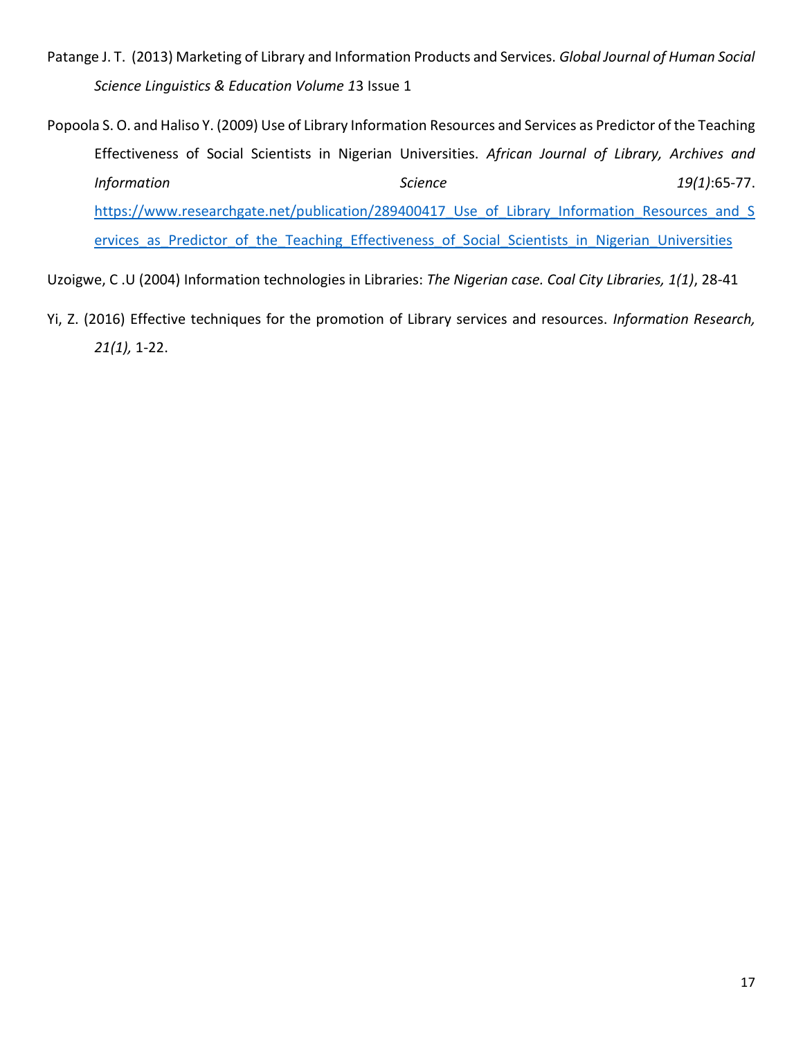Patange J. T. (2013) Marketing of Library and Information Products and Services. *Global Journal of Human Social Science Linguistics & Education Volume 1*3 Issue 1

Popoola S. O. and Haliso Y. (2009) Use of Library Information Resources and Services as Predictor of the Teaching Effectiveness of Social Scientists in Nigerian Universities. *African Journal of Library, Archives and Information Science 19(1)*:65-77. https://www.researchgate.net/publication/289400417_Use_of_Library_Information_Resources_and_Services_as_Predictor_of_the_Teaching_Effectiveness_of_Social_Scientists_in_Nigerian_Universities

Uzoigwe, C .U (2004) Information technologies in Libraries: *The Nigerian case. Coal City Libraries, 1(1)*, 28-41

Yi, Z. (2016) Effective techniques for the promotion of Library services and resources. *Information Research, 21(1),* 1-22.